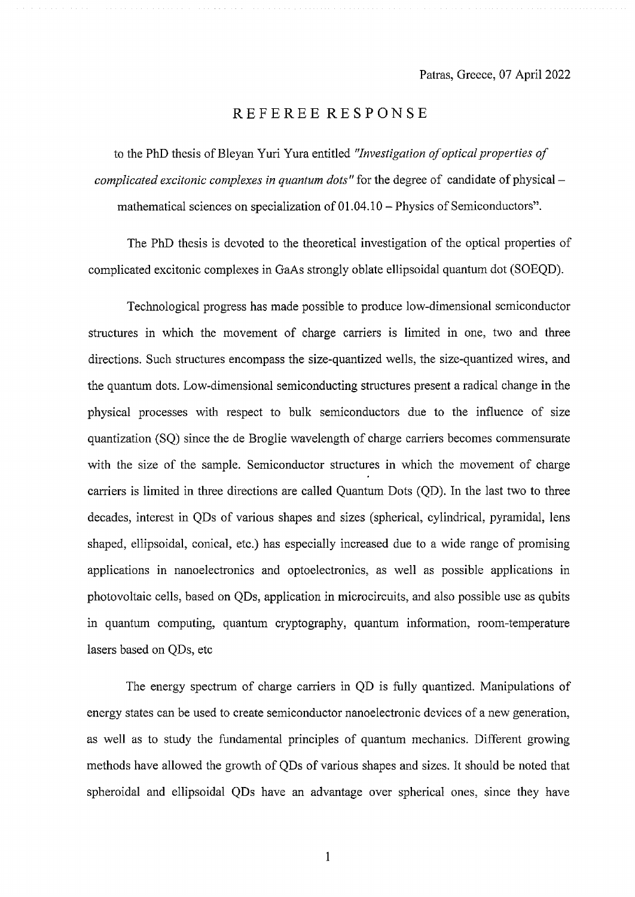Patras, Greece, 07 April 2022

# REFEREE RESPONSE

to the PhD thesis of Bleyan Yuri Yura entitled *"Investigation of optical properties of complicated excitonic complexes in quantum dots"* for the degree of candidate of physical – mathematical sciences on specialization of 01.04.10 – Physics of Semiconductors".

The PhD thesis is devoted to the theoretical investigation of the optical properties of complicated excitonic complexes in GaAs strongly oblate ellipsoidal quantum dot (SOEQD).

Technological progress has made possible to produce low-dimensional semiconductor structures in which the movement of charge carriers is limited in one, two and three directions. Such structures encompass the size-quantized wells, the size-quantized wires, and the quantum dots. Low-dimensional semiconducting structures present a radical change in the physical processes with respect to bulk semiconductors due to the influence of size quantization (SQ) since the de Broglie wavelength of charge carriers becomes commensurate with the size of the sample. Semiconductor structures in which the movement of charge carriers is limited in three directions are called Quantum Dots (QD). In the last two to three decades, interest in QDs of various shapes and sizes (spherical, cylindrical, pyramidal, lens shaped, ellipsoidal, conical, etc.) has especially increased due to a wide range of promising applications in nanoelectronics and optoelectronics, as well as possible applications in photovoltaic cells, based on QDs, application in microcircuits, and also possible use as qubits in quantum computing, quantum cryptography, quantum information, room-temperature lasers based on QDs, etc

The energy spectrum of charge carriers in QD is fully quantized. Manipulations of energy states can be used to create semiconductor nanoelectronic devices of a new generation, as well as to study the fundamental principles of quantum mechanics. Different growing methods have allowed the growth of QDs of various shapes and sizes. It should be noted that spheroidal and ellipsoidal QDs have an advantage over spherical ones, since they have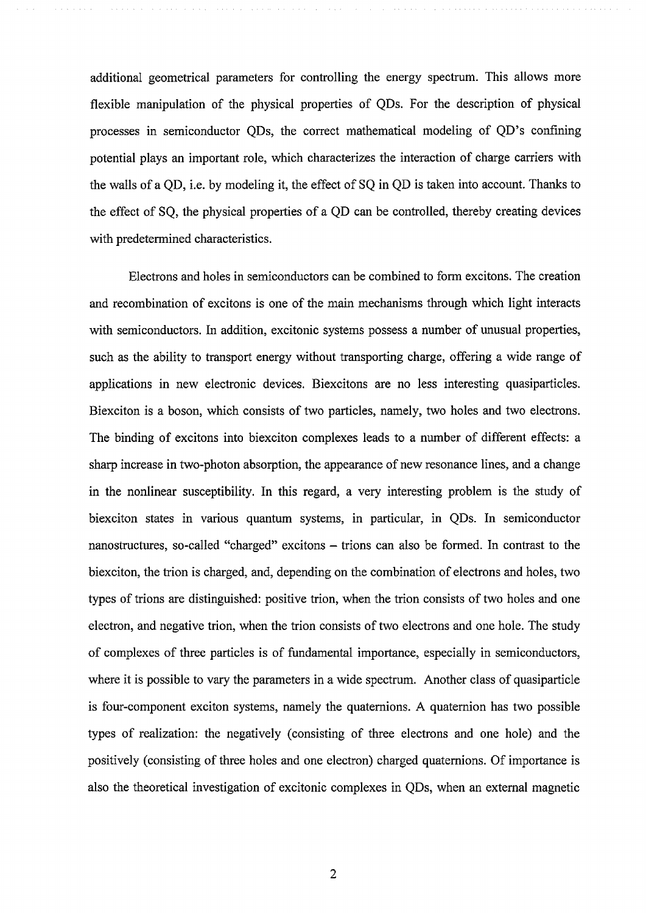additional geometrical parameters for controlling the energy spectrum. This allows more flexible manipulation of the physical properties of QDs. For the description of physical processes in semiconductor QDs, the correct mathematical modeling of QD's confining potential plays an important role, which characterizes the interaction of charge carriers with the walls of a QD, i.e. by modeling it, the effect of SQ in QD is taken into account. Thanks to the effect of SQ, the physical properties of a QD can be controlled, thereby creating devices with predetermined characteristics.

Electrons and holes in semiconductors can be combined to form excitons. The creation and recombination of excitons is one of the main mechanisms through which light interacts with semiconductors. In addition, excitonic systems possess a number of unusual properties, such as the ability to transport energy without transporting charge, offering a wide range of applications in new electronic devices. Biexcitons are no less interesting quasiparticles. Biexciton is a boson, which consists of two particles, namely, two holes and two electrons. The binding of excitons into biexciton complexes leads to a number of different effects: a sharp increase in two-photon absorption, the appearance of new resonance lines, and a change in the nonlinear susceptibility. In this regard, a very interesting problem is the study of biexciton states in various quantum systems, in particular, in QDs. In semiconductor nanostructures, so-called "charged" excitons – trions can also be formed. In contrast to the biexciton, the trion is charged, and, depending on the combination of electrons and holes, two types of trions are distinguished: positive trion, when the trion consists of two holes and one electron, and negative trion, when the trion consists of two electrons and one hole. The study of complexes of three particles is of fundamental importance, especially in semiconductors, where it is possible to vary the parameters in a wide spectrum. Another class of quasiparticle is four-component exciton systems, namely the quaternions. A quaternion has two possible types of realization: the negatively (consisting of three electrons and one hole) and the positively (consisting of three holes and one electron) charged quaternions. Of importance is also the theoretical investigation of excitonic complexes in QDs, when an external magnetic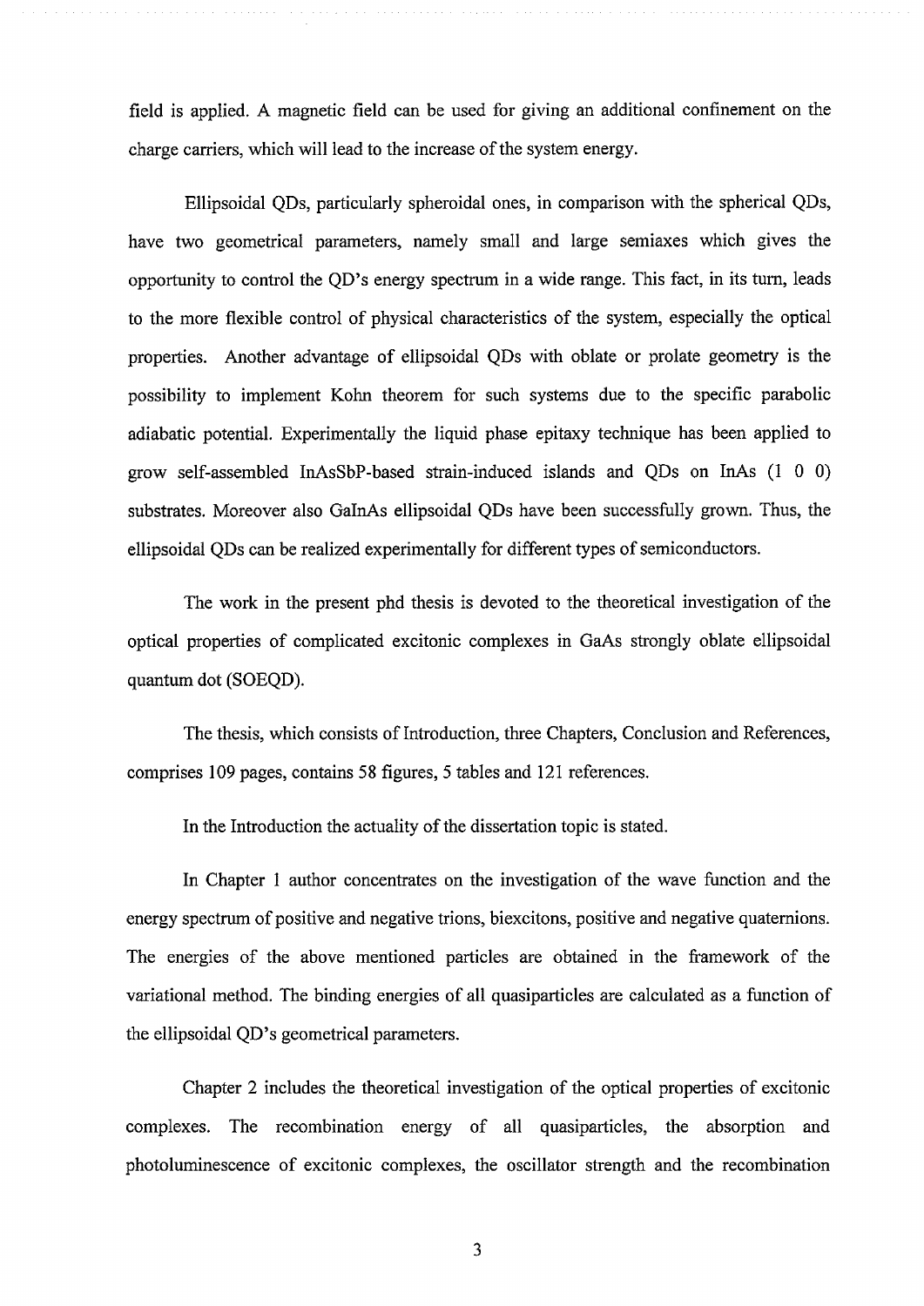field is applied. A magnetic field can be used for giving an additional confinement on the charge carriers, which will lead to the increase of the system energy.

Ellipsoidal QDs, particularly spheroidal ones, in comparison with the spherical QDs, have two geometrical parameters, namely small and large semiaxes which gives the opportunity to control the QD's energy spectrum in a wide range. This fact, in its turn, leads to the more flexible control of physical characteristics of the system, especially the optical properties. Another advantage of ellipsoidal QDs with oblate or prolate geometry is the possibility to implement Kohn theorem for such systems due to the specific parabolic adiabatic potential. Experimentally the liquid phase epitaxy technique has been applied to grow self-assembled InAsSbP-based strain-induced islands and QDs on InAs (1 0 0) substrates. Moreover also GaInAs ellipsoidal QDs have been successfully grown. Thus, the ellipsoidal QDs can be realized experimentally for different types of semiconductors.

The work in the present phd thesis is devoted to the theoretical investigation of the optical properties of complicated excitonic complexes in GaAs strongly oblate ellipsoidal quantum dot (SOEQD).

The thesis, which consists of Introduction, three Chapters, Conclusion and References, comprises 109 pages, contains 58 figures, 5 tables and 121 references.

In the Introduction the actuality of the dissertation topic is stated.

In Chapter 1 author concentrates on the investigation of the wave function and the energy spectrum of positive and negative trions, biexcitons, positive and negative quaternions. The energies of the above mentioned particles are obtained in the framework of the variational method. The binding energies of all quasiparticles are calculated as a function of the ellipsoidal QD's geometrical parameters.

Chapter 2 includes the theoretical investigation of the optical properties of excitonic complexes. The recombination energy of all quasiparticles, the absorption and photoluminescence of excitonic complexes, the oscillator strength and the recombination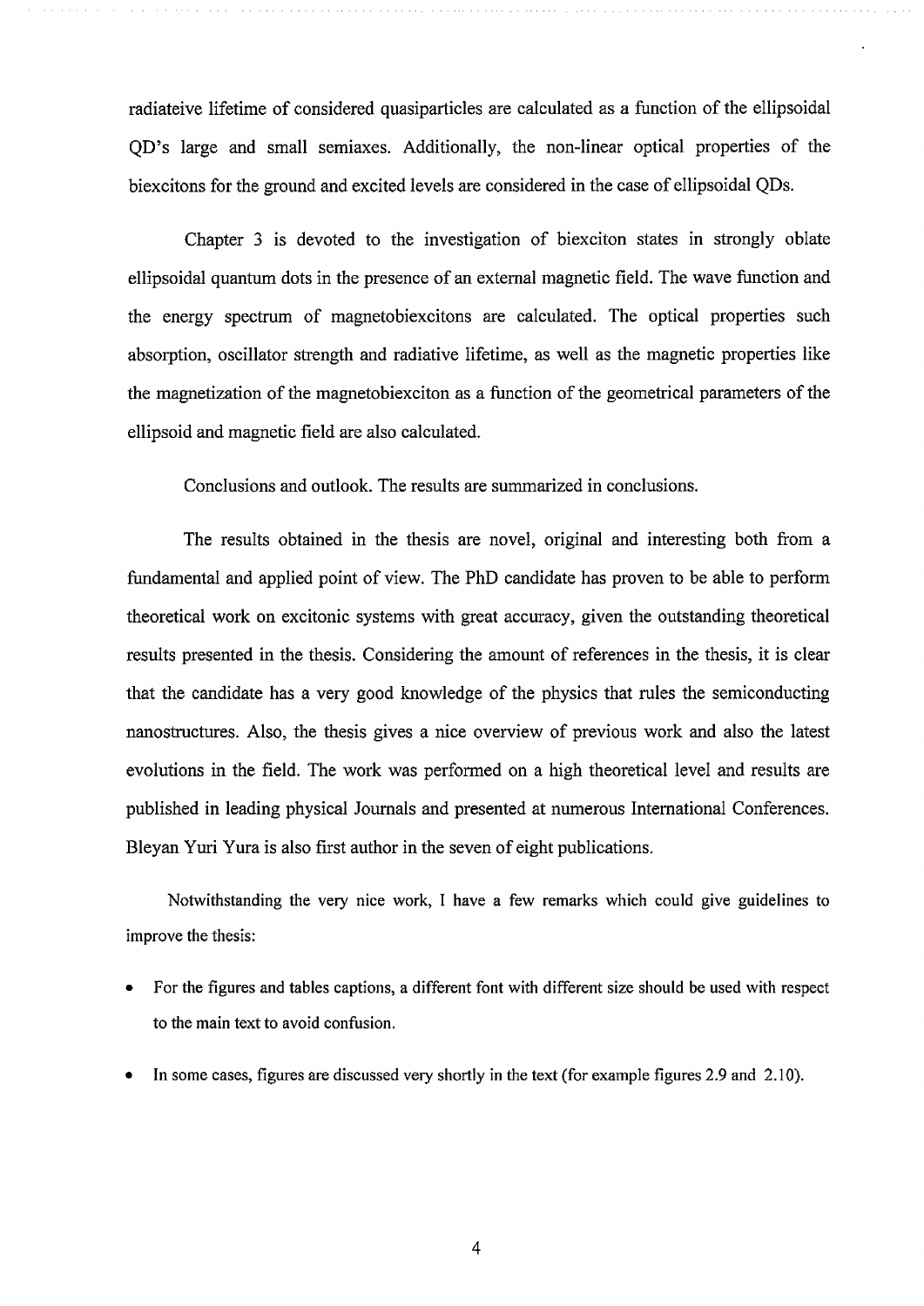radiateive lifetime of considered quasiparticles are calculated as a function of the ellipsoidal QD's large and small semiaxes. Additionally, the non-linear optical properties of the biexcitons for the ground and excited levels are considered in the case of ellipsoidal QDs.

Chapter 3 is devoted to the investigation of biexciton states in strongly oblate ellipsoidal quantum dots in the presence of an external magnetic field. The wave function and the energy spectrum of magnetobiexcitons are calculated. The optical properties such absorption, oscillator strength and radiative lifetime, as well as the magnetic properties like the magnetization of the magnetobiexciton as a function of the geometrical parameters of the ellipsoid and magnetic field are also calculated.

Conclusions and outlook. The results are summarized in conclusions.

The results obtained in the thesis are novel, original and interesting both from a fundamental and applied point of view. The PhD candidate has proven to be able to perform theoretical work on excitonic systems with great accuracy, given the outstanding theoretical results presented in the thesis. Considering the amount of references in the thesis, it is clear that the candidate has a very good knowledge of the physics that rules the semiconducting nanostructures. Also, the thesis gives a nice overview of previous work and also the latest evolutions in the field. The work was performed on a high theoretical level and results are published in leading physical Journals and presented at numerous International Conferences. Bleyan Yuri Yura is also first author in the seven of eight publications.

Notwithstanding the very nice work, I have a few remarks which could give guidelines to improve the thesis:

- For the figures and tables captions, a different font with different size should be used with respect to the main text to avoid confusion.
- In some cases, figures are discussed very shortly in the text (for example figures 2.9 and 2.10).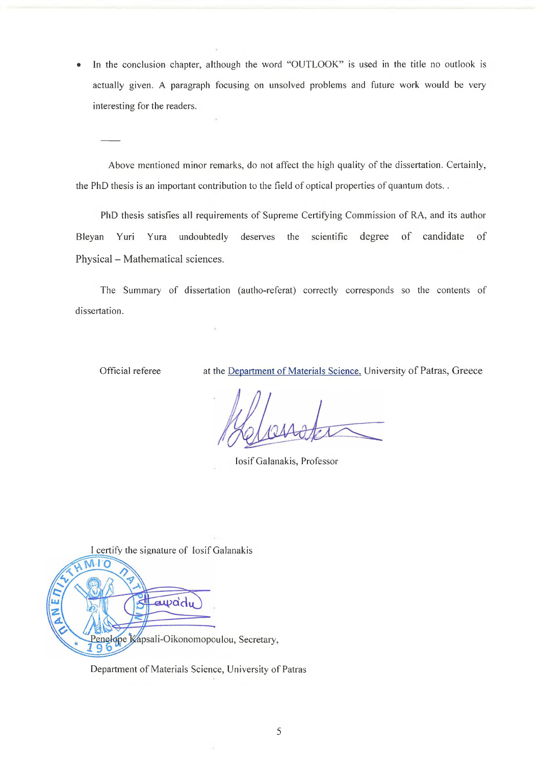- In the conclusion chapter, although the word "OUTLOOK" is used in the title no outlook is actually given. A paragraph focusing on unsolved problems and future work would be very interesting for the readers.

—

Above mentioned minor remarks, do not affect the high quality of the dissertation. Certainly, the PhD thesis is an important contribution to the field of optical properties of quantum dots. .

PhD thesis satisfies all requirements of Supreme Certifying Commission of RA, and its author Bleyan Yuri Yura undoubtedly deserves the scientific degree of candidate of Physical – Mathematical sciences.

The Summary of dissertation (autho-referat) correctly corresponds so the contents of dissertation.

Official referee at the Department of Materials Science, University of Patras, Greece

Iosif Galanakis, Professor

I certify the signature of Iosif Galanakis

Penelope Kapsali-Oikonomopoulou, Secretary,

Department of Materials Science, University of Patras